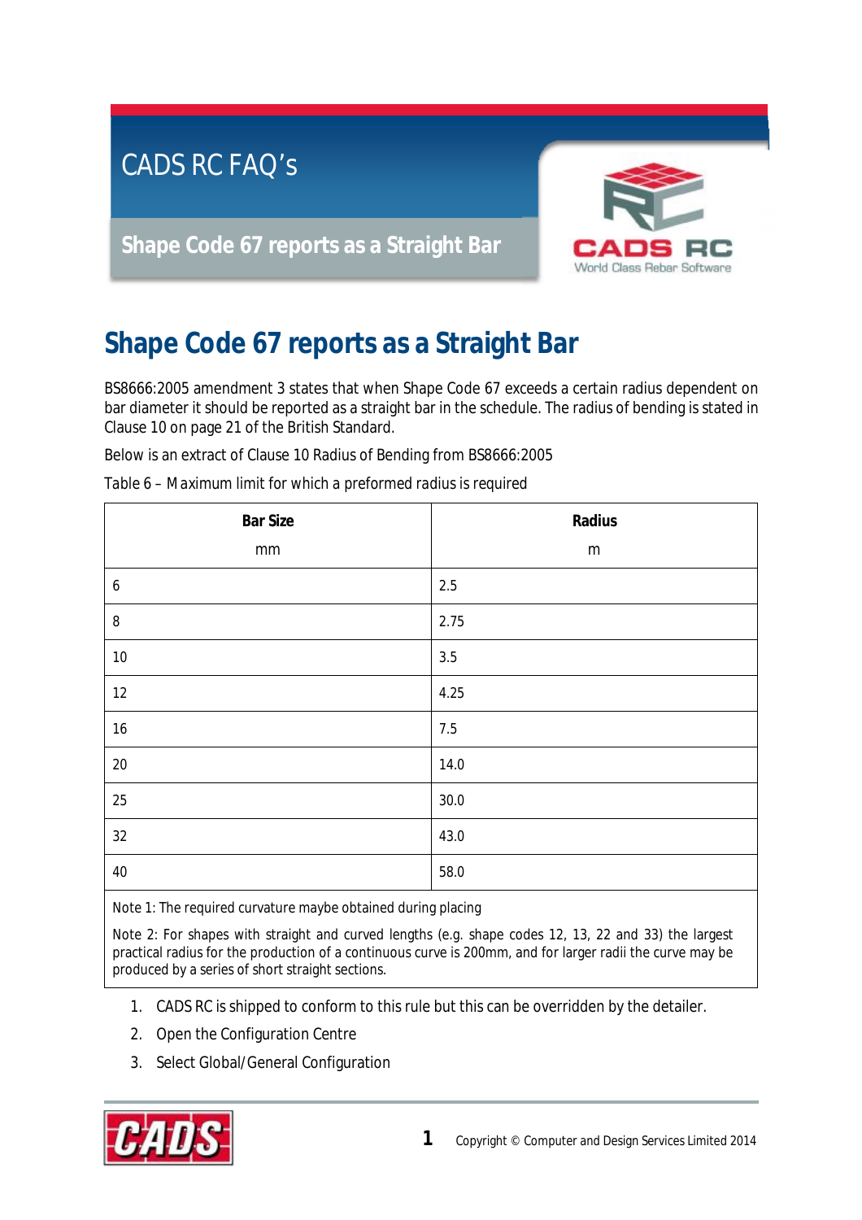# Shape Code 67 reports as a Straight Bar

BS8666:2005 amendment 3 states that when Shape Code 67 exceeds a certain radius dependent on bar diameter it should be reported as a straight bar in the schedule. The radius of bending is stated in Clause 10 on page 21 of the British Standard.

Below is an extract of Clause 10 Radius of Bending from BS8666:2005

Table 6 – Maximum limit for which a preformed radius is required

| **Bar Size** mm | **Radius** m |
|---|---|
| 6 | 2.5 |
| 8 | 2.75 |
| 10 | 3.5 |
| 12 | 4.25 |
| 16 | 7.5 |
| 20 | 14.0 |
| 25 | 30.0 |
| 32 | 43.0 |
| 40 | 58.0 |

Note 1: The required curvature maybe obtained during placing

Note 2: For shapes with straight and curved lengths (e.g. shape codes 12, 13, 22 and 33) the largest practical radius for the production of a continuous curve is 200mm, and for larger radii the curve may be produced by a series of short straight sections.

1. CADS RC is shipped to conform to this rule but this can be overridden by the detailer.
2. Open the Configuration Centre
3. Select Global/General Configuration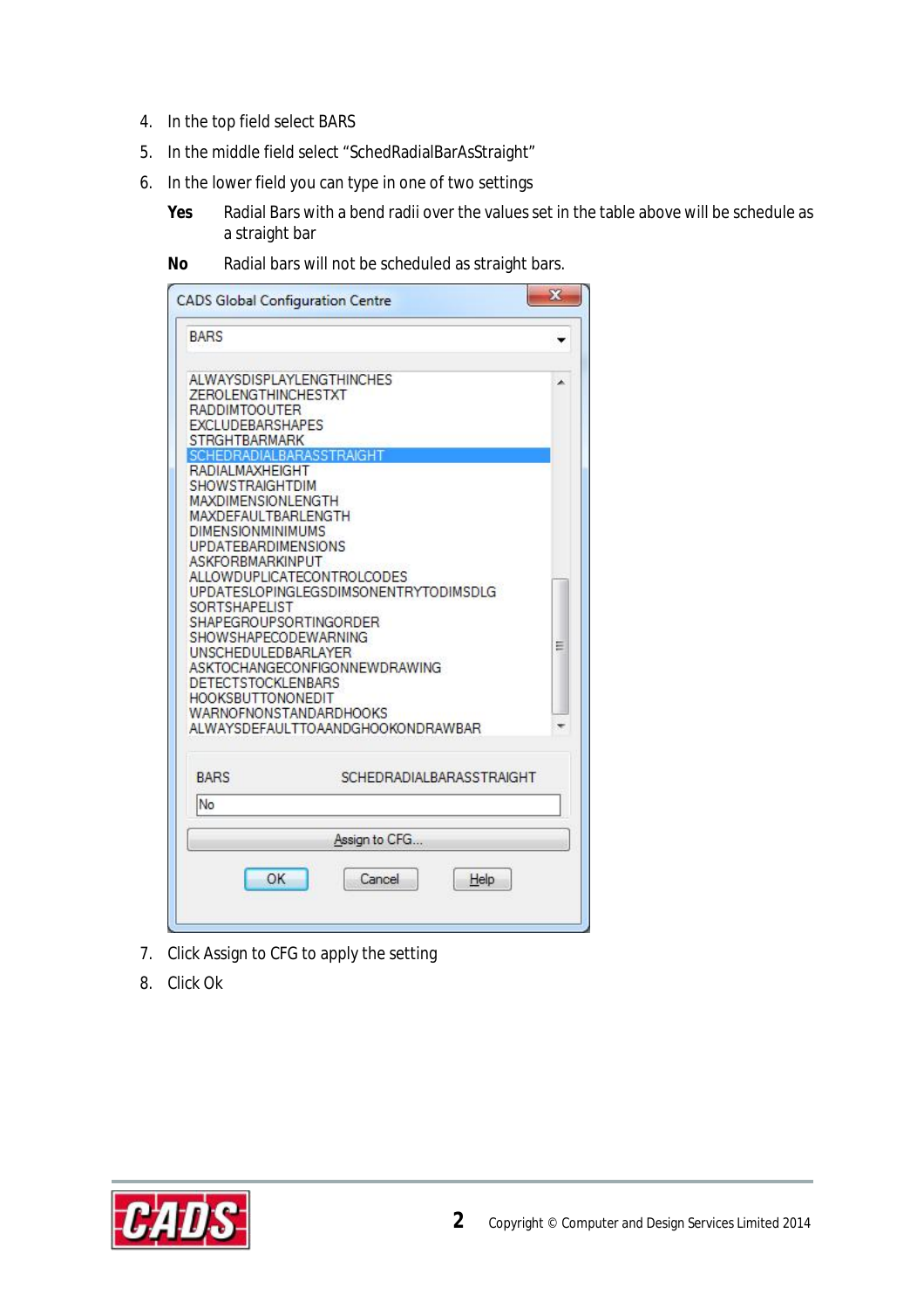4. In the top field select BARS
5. In the middle field select "SchedRadialBarAsStraight"
6. In the lower field you can type in one of two settings

   **Yes** Radial Bars with a bend radii over the values set in the table above will be schedule as a straight bar

   **No** Radial bars will not be scheduled as straight bars.

7. Click Assign to CFG to apply the setting
8. Click Ok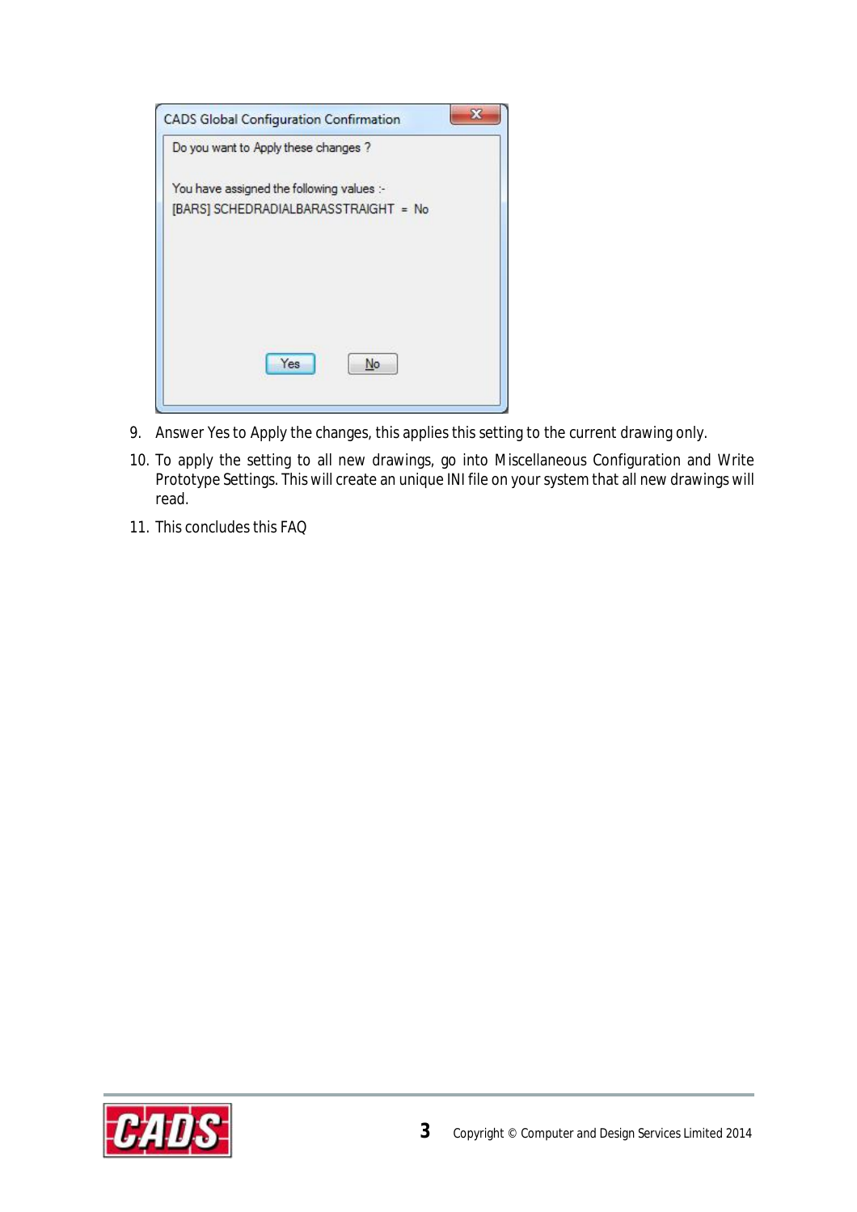9. Answer Yes to Apply the changes, this applies this setting to the current drawing only.
10. To apply the setting to all new drawings, go into Miscellaneous Configuration and Write Prototype Settings. This will create an unique INI file on your system that all new drawings will read.
11. This concludes this FAQ